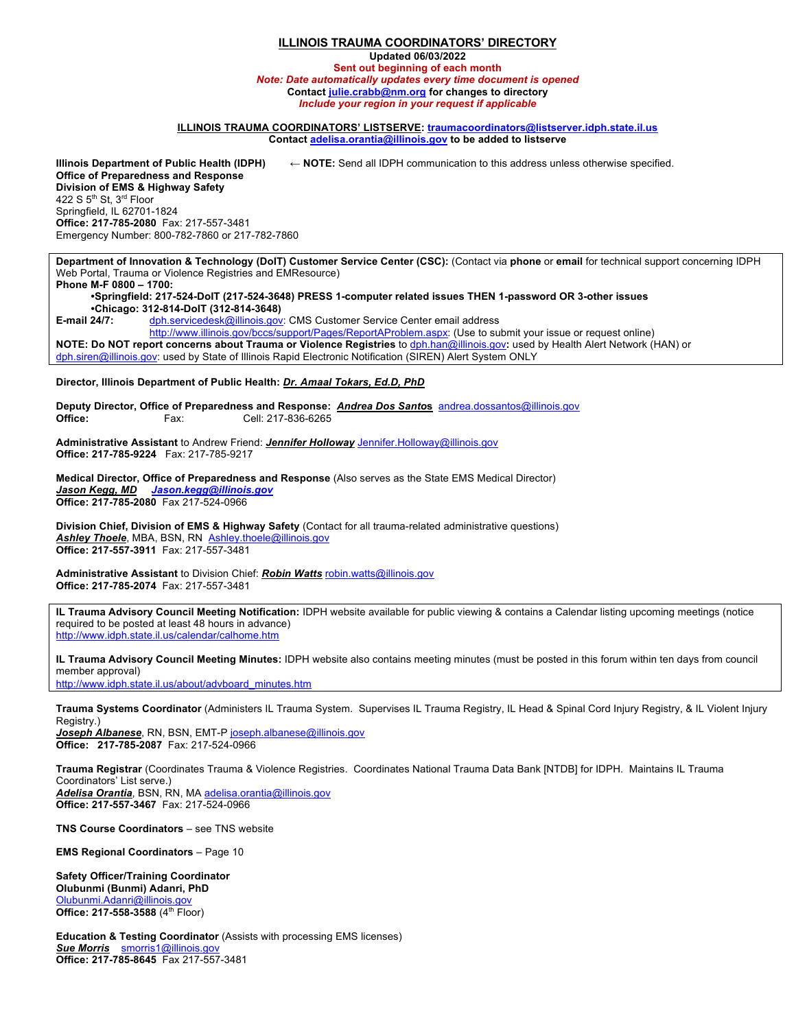# ILLINOIS TRAUMA COORDINATORS' DIRECTORY

**Updated 06/03/2022**
**Sent out beginning of each month**
***Note: Date automatically updates every time document is opened***
**Contact julie.crabb@nm.org for changes to directory**
*Include your region in your request if applicable*

**ILLINOIS TRAUMA COORDINATORS' LISTSERVE: traumacoordinators@listserver.idph.state.il.us**
**Contact adelisa.orantia@illinois.gov to be added to listserve**

**Illinois Department of Public Health (IDPH)** ← **NOTE:** Send all IDPH communication to this address unless otherwise specified.
**Office of Preparedness and Response**
**Division of EMS & Highway Safety**
422 S 5th St, 3rd Floor
Springfield, IL 62701-1824
**Office: 217-785-2080** Fax: 217-557-3481
Emergency Number: 800-782-7860 or 217-782-7860

**Department of Innovation & Technology (DoIT) Customer Service Center (CSC):** (Contact via **phone** or **email** for technical support concerning IDPH Web Portal, Trauma or Violence Registries and EMResource)
**Phone M-F 0800 – 1700:**
- **Springfield: 217-524-DoIT (217-524-3648) PRESS 1-computer related issues THEN 1-password OR 3-other issues**
- **Chicago: 312-814-DoIT (312-814-3648)**

**E-mail 24/7:** dph.servicedesk@illinois.gov: CMS Customer Service Center email address
http://www.illinois.gov/bccs/support/Pages/ReportAProblem.aspx: (Use to submit your issue or request online)
**NOTE: Do NOT report concerns about Trauma or Violence Registries** to dph.han@illinois.gov**:** used by Health Alert Network (HAN) or dph.siren@illinois.gov: used by State of Illinois Rapid Electronic Notification (SIREN) Alert System ONLY

**Director, Illinois Department of Public Health: *Dr. Amaal Tokars, Ed.D, PhD***

**Deputy Director, Office of Preparedness and Response: *Andrea Dos Santos*** andrea.dossantos@illinois.gov
**Office:** Fax: Cell: 217-836-6265

**Administrative Assistant** to Andrew Friend: ***Jennifer Holloway*** Jennifer.Holloway@illinois.gov
**Office: 217-785-9224** Fax: 217-785-9217

**Medical Director, Office of Preparedness and Response** (Also serves as the State EMS Medical Director)
***Jason Kegg, MD*** ***Jason.kegg@illinois.gov***
**Office: 217-785-2080** Fax 217-524-0966

**Division Chief, Division of EMS & Highway Safety** (Contact for all trauma-related administrative questions)
***Ashley Thoele***, MBA, BSN, RN Ashley.thoele@illinois.gov
**Office: 217-557-3911** Fax: 217-557-3481

**Administrative Assistant** to Division Chief: ***Robin Watts*** robin.watts@illinois.gov
**Office: 217-785-2074** Fax: 217-557-3481

**IL Trauma Advisory Council Meeting Notification:** IDPH website available for public viewing & contains a Calendar listing upcoming meetings (notice required to be posted at least 48 hours in advance)
http://www.idph.state.il.us/calendar/calhome.htm

**IL Trauma Advisory Council Meeting Minutes:** IDPH website also contains meeting minutes (must be posted in this forum within ten days from council member approval)
http://www.idph.state.il.us/about/advboard_minutes.htm

**Trauma Systems Coordinator** (Administers IL Trauma System. Supervises IL Trauma Registry, IL Head & Spinal Cord Injury Registry, & IL Violent Injury Registry.)
***Joseph Albanese***, RN, BSN, EMT-P joseph.albanese@illinois.gov
**Office: 217-785-2087** Fax: 217-524-0966

**Trauma Registrar** (Coordinates Trauma & Violence Registries. Coordinates National Trauma Data Bank [NTDB] for IDPH. Maintains IL Trauma Coordinators' List serve.)
***Adelisa Orantia***, BSN, RN, MA adelisa.orantia@illinois.gov
**Office: 217-557-3467** Fax: 217-524-0966

**TNS Course Coordinators** – see TNS website

**EMS Regional Coordinators** – Page 10

**Safety Officer/Training Coordinator**
**Olubunmi (Bunmi) Adanri, PhD**
Olubunmi.Adanri@illinois.gov
**Office: 217-558-3588** (4th Floor)

**Education & Testing Coordinator** (Assists with processing EMS licenses)
***Sue Morris*** smorris1@illinois.gov
**Office: 217-785-8645** Fax 217-557-3481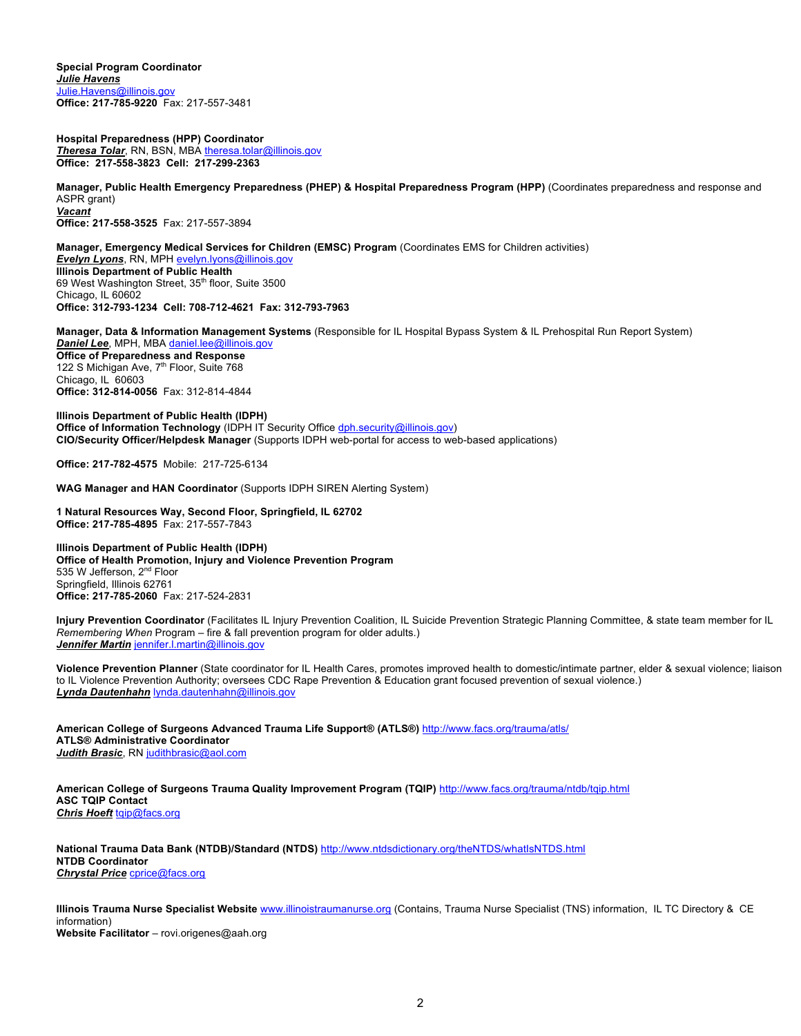**Special Program Coordinator**
***Julie Havens***
Julie.Havens@illinois.gov
**Office: 217-785-9220** Fax: 217-557-3481

**Hospital Preparedness (HPP) Coordinator**
***Theresa Tolar***, RN, BSN, MBA theresa.tolar@illinois.gov
**Office: 217-558-3823 Cell: 217-299-2363**

**Manager, Public Health Emergency Preparedness (PHEP) & Hospital Preparedness Program (HPP)** (Coordinates preparedness and response and ASPR grant)
***Vacant***
**Office: 217-558-3525** Fax: 217-557-3894

**Manager, Emergency Medical Services for Children (EMSC) Program** (Coordinates EMS for Children activities)
***Evelyn Lyons***, RN, MPH evelyn.lyons@illinois.gov
**Illinois Department of Public Health**
69 West Washington Street, 35th floor, Suite 3500
Chicago, IL 60602
**Office: 312-793-1234 Cell: 708-712-4621 Fax: 312-793-7963**

**Manager, Data & Information Management Systems** (Responsible for IL Hospital Bypass System & IL Prehospital Run Report System)
***Daniel Lee***, MPH, MBA daniel.lee@illinois.gov
**Office of Preparedness and Response**
122 S Michigan Ave, 7th Floor, Suite 768
Chicago, IL 60603
**Office: 312-814-0056** Fax: 312-814-4844

**Illinois Department of Public Health (IDPH)**
**Office of Information Technology** (IDPH IT Security Office dph.security@illinois.gov)
**CIO/Security Officer/Helpdesk Manager** (Supports IDPH web-portal for access to web-based applications)

**Office: 217-782-4575** Mobile: 217-725-6134

**WAG Manager and HAN Coordinator** (Supports IDPH SIREN Alerting System)

**1 Natural Resources Way, Second Floor, Springfield, IL 62702**
**Office: 217-785-4895** Fax: 217-557-7843

**Illinois Department of Public Health (IDPH)**
**Office of Health Promotion, Injury and Violence Prevention Program**
535 W Jefferson, 2nd Floor
Springfield, Illinois 62761
**Office: 217-785-2060** Fax: 217-524-2831

**Injury Prevention Coordinator** (Facilitates IL Injury Prevention Coalition, IL Suicide Prevention Strategic Planning Committee, & state team member for IL *Remembering When* Program – fire & fall prevention program for older adults.)
***Jennifer Martin*** jennifer.l.martin@illinois.gov

**Violence Prevention Planner** (State coordinator for IL Health Cares, promotes improved health to domestic/intimate partner, elder & sexual violence; liaison to IL Violence Prevention Authority; oversees CDC Rape Prevention & Education grant focused prevention of sexual violence.)
***Lynda Dautenhahn*** lynda.dautenhahn@illinois.gov

**American College of Surgeons Advanced Trauma Life Support® (ATLS®)** http://www.facs.org/trauma/atls/
**ATLS® Administrative Coordinator**
***Judith Brasic***, RN judithbrasic@aol.com

**American College of Surgeons Trauma Quality Improvement Program (TQIP)** http://www.facs.org/trauma/ntdb/tqip.html
**ASC TQIP Contact**
***Chris Hoeft*** tqip@facs.org

**National Trauma Data Bank (NTDB)/Standard (NTDS)** http://www.ntdsdictionary.org/theNTDS/whatIsNTDS.html
**NTDB Coordinator**
***Chrystal Price*** cprice@facs.org

**Illinois Trauma Nurse Specialist Website** www.illinoistraumanurse.org (Contains, Trauma Nurse Specialist (TNS) information, IL TC Directory & CE information)
**Website Facilitator** – rovi.origenes@aah.org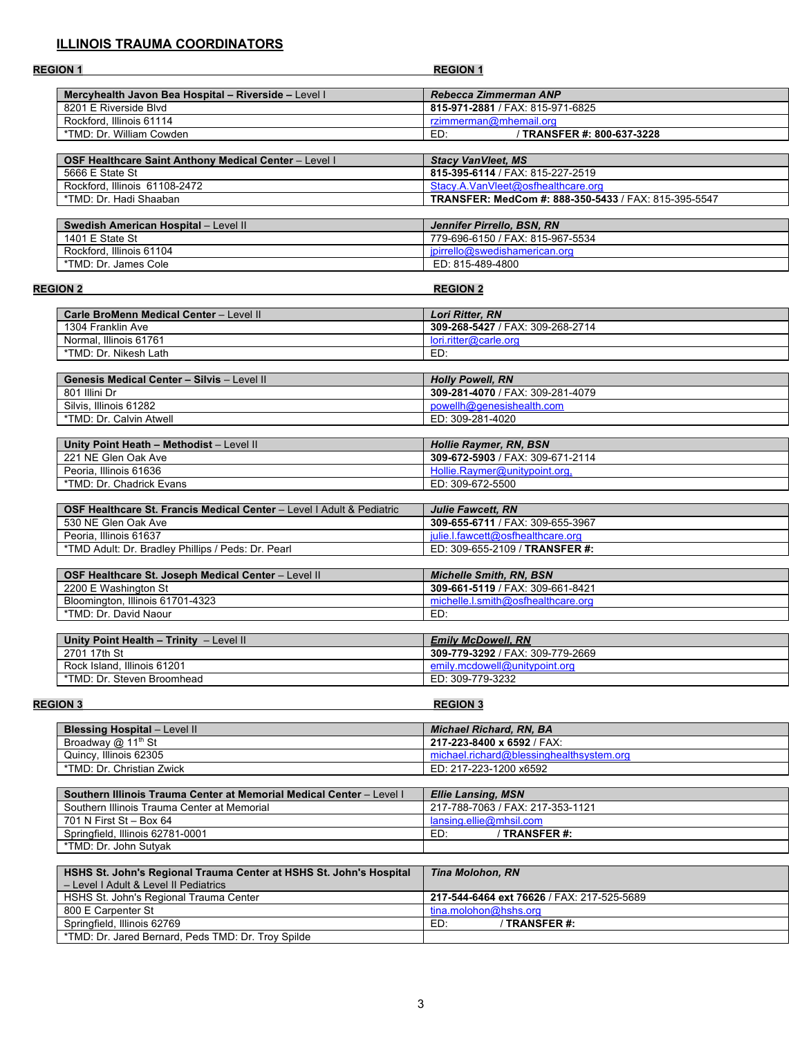## ILLINOIS TRAUMA COORDINATORS

### REGION 1

| **Mercyhealth Javon Bea Hospital – Riverside** – Level I | ***Rebecca Zimmerman ANP*** |
|---|---|
| 8201 E Riverside Blvd | **815-971-2881** / FAX: 815-971-6825 |
| Rockford, Illinois 61114 | rzimmerman@mhemail.org |
| *TMD: Dr. William Cowden | ED: / **TRANSFER #: 800-637-3228** |

| **OSF Healthcare Saint Anthony Medical Center** – Level I | ***Stacy VanVleet, MS*** |
|---|---|
| 5666 E State St | **815-395-6114** / FAX: 815-227-2519 |
| Rockford, Illinois 61108-2472 | Stacy.A.VanVleet@osfhealthcare.org |
| *TMD: Dr. Hadi Shaaban | **TRANSFER: MedCom #: 888-350-5433** / FAX: 815-395-5547 |

| **Swedish American Hospital** – Level II | ***Jennifer Pirrello, BSN, RN*** |
|---|---|
| 1401 E State St | 779-696-6150 / FAX: 815-967-5534 |
| Rockford, Illinois 61104 | jpirrello@swedishamerican.org |
| *TMD: Dr. James Cole | ED: 815-489-4800 |

### REGION 2

| **Carle BroMenn Medical Center** – Level II | ***Lori Ritter, RN*** |
|---|---|
| 1304 Franklin Ave | **309-268-5427** / FAX: 309-268-2714 |
| Normal, Illinois 61761 | lori.ritter@carle.org |
| *TMD: Dr. Nikesh Lath | ED: |

| **Genesis Medical Center – Silvis** – Level II | ***Holly Powell, RN*** |
|---|---|
| 801 Illini Dr | **309-281-4070** / FAX: 309-281-4079 |
| Silvis, Illinois 61282 | powellh@genesishealth.com |
| *TMD: Dr. Calvin Atwell | ED: 309-281-4020 |

| **Unity Point Heath – Methodist** – Level II | ***Hollie Raymer, RN, BSN*** |
|---|---|
| 221 NE Glen Oak Ave | **309-672-5903** / FAX: 309-671-2114 |
| Peoria, Illinois 61636 | Hollie.Raymer@unitypoint.org, |
| *TMD: Dr. Chadrick Evans | ED: 309-672-5500 |

| **OSF Healthcare St. Francis Medical Center** – Level I Adult & Pediatric | ***Julie Fawcett, RN*** |
|---|---|
| 530 NE Glen Oak Ave | **309-655-6711** / FAX: 309-655-3967 |
| Peoria, Illinois 61637 | julie.l.fawcett@osfhealthcare.org |
| *TMD Adult: Dr. Bradley Phillips / Peds: Dr. Pearl | ED: 309-655-2109 / **TRANSFER #:** |

| **OSF Healthcare St. Joseph Medical Center** – Level II | ***Michelle Smith, RN, BSN*** |
|---|---|
| 2200 E Washington St | **309-661-5119** / FAX: 309-661-8421 |
| Bloomington, Illinois 61701-4323 | michelle.l.smith@osfhealthcare.org |
| *TMD: Dr. David Naour | ED: |

| **Unity Point Health – Trinity** – Level II | ***Emily McDowell, RN*** |
|---|---|
| 2701 17th St | **309-779-3292** / FAX: 309-779-2669 |
| Rock Island, Illinois 61201 | emily.mcdowell@unitypoint.org |
| *TMD: Dr. Steven Broomhead | ED: 309-779-3232 |

### REGION 3

| **Blessing Hospital** – Level II | ***Michael Richard, RN, BA*** |
|---|---|
| Broadway @ 11th St | **217-223-8400 x 6592** / FAX: |
| Quincy, Illinois 62305 | michael.richard@blessinghealthsystem.org |
| *TMD: Dr. Christian Zwick | ED: 217-223-1200 x6592 |

| **Southern Illinois Trauma Center at Memorial Medical Center** – Level I | ***Ellie Lansing, MSN*** |
|---|---|
| Southern Illinois Trauma Center at Memorial | 217-788-7063 / FAX: 217-353-1121 |
| 701 N First St – Box 64 | lansing.ellie@mhsil.com |
| Springfield, Illinois 62781-0001 | ED: / **TRANSFER #:** |
| *TMD: Dr. John Sutyak | |

| **HSHS St. John's Regional Trauma Center at HSHS St. John's Hospital** – Level I Adult & Level II Pediatrics | ***Tina Molohon, RN*** |
|---|---|
| HSHS St. John's Regional Trauma Center | **217-544-6464 ext 76626** / FAX: 217-525-5689 |
| 800 E Carpenter St | tina.molohon@hshs.org |
| Springfield, Illinois 62769 | ED: / **TRANSFER #:** |
| *TMD: Dr. Jared Bernard, Peds TMD: Dr. Troy Spilde | |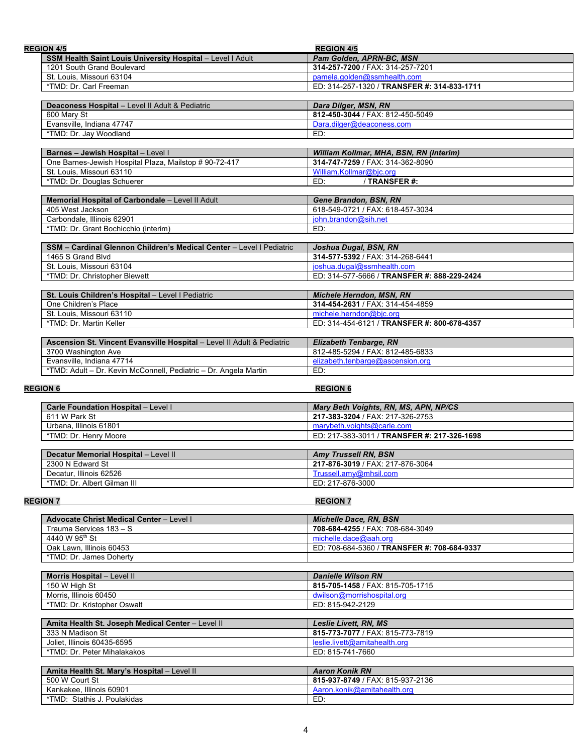## REGION 4/5

| SSM Health Saint Louis University Hospital – Level I Adult | *Pam Golden, APRN-BC, MSN* |
|---|---|
| 1201 South Grand Boulevard | **314-257-7200** / FAX: 314-257-7201 |
| St. Louis, Missouri 63104 | pamela.golden@ssmhealth.com |
| *TMD: Dr. Carl Freeman | ED: 314-257-1320 / **TRANSFER #: 314-833-1711** |

| Deaconess Hospital – Level II Adult & Pediatric | *Dara Dilger, MSN, RN* |
|---|---|
| 600 Mary St | **812-450-3044** / FAX: 812-450-5049 |
| Evansville, Indiana 47747 | Dara.dilger@deaconess.com |
| *TMD: Dr. Jay Woodland | ED: |

| Barnes – Jewish Hospital – Level I | *William Kollmar, MHA, BSN, RN (Interim)* |
|---|---|
| One Barnes-Jewish Hospital Plaza, Mailstop # 90-72-417 | **314-747-7259** / FAX: 314-362-8090 |
| St. Louis, Missouri 63110 | William.Kollmar@bjc.org |
| *TMD: Dr. Douglas Schuerer | ED: / **TRANSFER #:** |

| Memorial Hospital of Carbondale – Level II Adult | *Gene Brandon, BSN, RN* |
|---|---|
| 405 West Jackson | 618-549-0721 / FAX: 618-457-3034 |
| Carbondale, Illinois 62901 | john.brandon@sih.net |
| *TMD: Dr. Grant Bochicchio (interim) | ED: |

| SSM – Cardinal Glennon Children's Medical Center – Level I Pediatric | *Joshua Dugal, BSN, RN* |
|---|---|
| 1465 S Grand Blvd | **314-577-5392** / FAX: 314-268-6441 |
| St. Louis, Missouri 63104 | joshua.dugal@ssmhealth.com |
| *TMD: Dr. Christopher Blewett | ED: 314-577-5666 / **TRANSFER #: 888-229-2424** |

| St. Louis Children's Hospital – Level I Pediatric | *Michele Herndon, MSN, RN* |
|---|---|
| One Children's Place | **314-454-2631** / FAX: 314-454-4859 |
| St. Louis, Missouri 63110 | michele.herndon@bjc.org |
| *TMD: Dr. Martin Keller | ED: 314-454-6121 / **TRANSFER #: 800-678-4357** |

| Ascension St. Vincent Evansville Hospital – Level II Adult & Pediatric | *Elizabeth Tenbarge, RN* |
|---|---|
| 3700 Washington Ave | 812-485-5294 / FAX: 812-485-6833 |
| Evansville, Indiana 47714 | elizabeth.tenbarge@ascension.org |
| *TMD: Adult – Dr. Kevin McConnell, Pediatric – Dr. Angela Martin | ED: |

## REGION 6

| Carle Foundation Hospital – Level I | *Mary Beth Voights, RN, MS, APN, NP/CS* |
|---|---|
| 611 W Park St | **217-383-3204** / FAX: 217-326-2753 |
| Urbana, Illinois 61801 | marybeth.voights@carle.com |
| *TMD: Dr. Henry Moore | ED: 217-383-3011 / **TRANSFER #: 217-326-1698** |

| Decatur Memorial Hospital – Level II | *Amy Trussell RN, BSN* |
|---|---|
| 2300 N Edward St | **217-876-3019** / FAX: 217-876-3064 |
| Decatur, Illinois 62526 | Trussell.amy@mhsil.com |
| *TMD: Dr. Albert Gilman III | ED: 217-876-3000 |

## REGION 7

| Advocate Christ Medical Center – Level I | *Michelle Dace, RN, BSN* |
|---|---|
| Trauma Services 183 – S | **708-684-4255** / FAX: 708-684-3049 |
| 4440 W 95th St | michelle.dace@aah.org |
| Oak Lawn, Illinois 60453 | ED: 708-684-5360 / **TRANSFER #: 708-684-9337** |
| *TMD: Dr. James Doherty | |

| Morris Hospital – Level II | *Danielle Wilson RN* |
|---|---|
| 150 W High St | **815-705-1458** / FAX: 815-705-1715 |
| Morris, Illinois 60450 | dwilson@morrishospital.org |
| *TMD: Dr. Kristopher Oswalt | ED: 815-942-2129 |

| Amita Health St. Joseph Medical Center – Level II | *Leslie Livett, RN, MS* |
|---|---|
| 333 N Madison St | **815-773-7077** / FAX: 815-773-7819 |
| Joliet, Illinois 60435-6595 | leslie.livett@amitahealth.org |
| *TMD: Dr. Peter Mihalakakos | ED: 815-741-7660 |

| Amita Health St. Mary's Hospital – Level II | *Aaron Konik RN* |
|---|---|
| 500 W Court St | **815-937-8749** / FAX: 815-937-2136 |
| Kankakee, Illinois 60901 | Aaron.konik@amitahealth.org |
| *TMD: Stathis J. Poulakidas | ED: |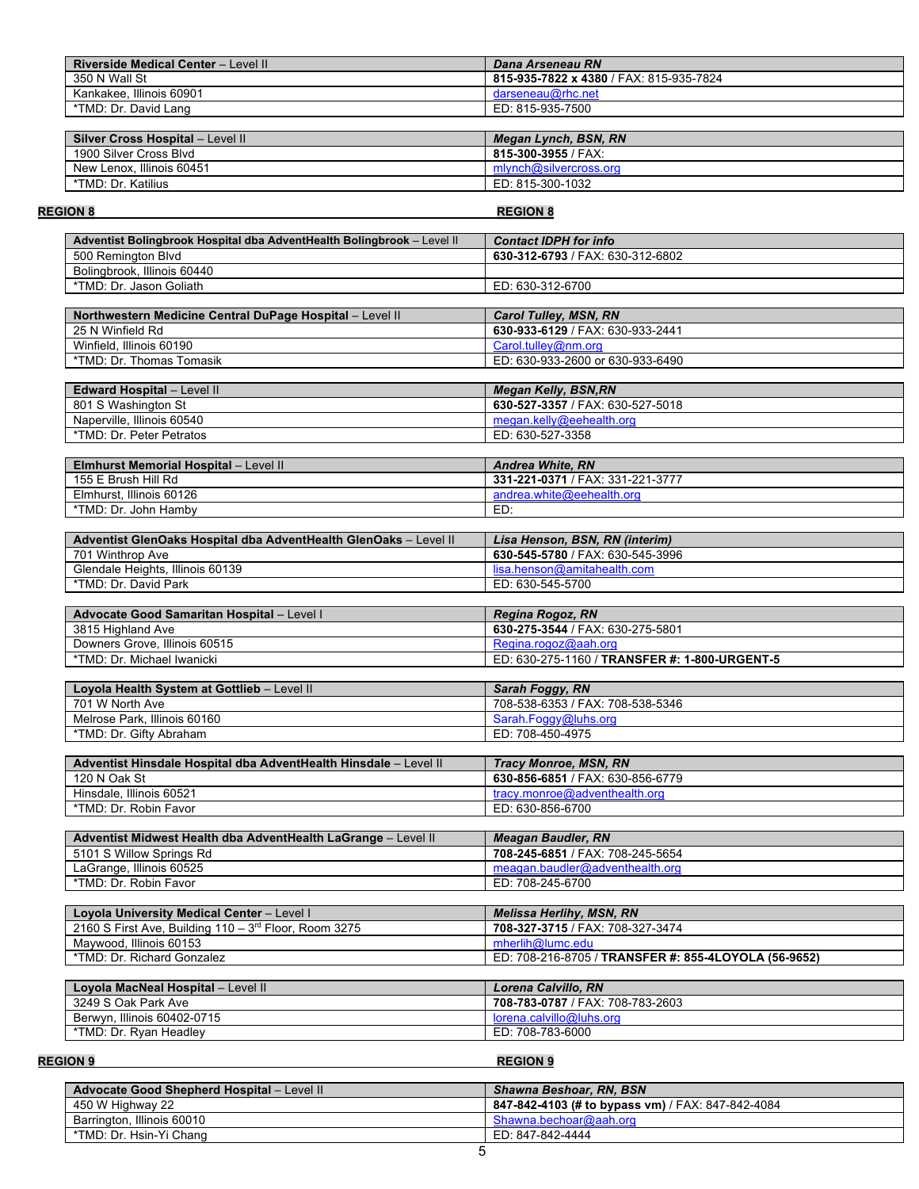| **Riverside Medical Center** – Level II | ***Dana Arseneau RN*** |
|---|---|
| 350 N Wall St | **815-935-7822 x 4380** / FAX: 815-935-7824 |
| Kankakee, Illinois 60901 | darseneau@rhc.net |
| *TMD: Dr. David Lang | ED: 815-935-7500 |

| **Silver Cross Hospital** – Level II | ***Megan Lynch, BSN, RN*** |
|---|---|
| 1900 Silver Cross Blvd | **815-300-3955** / FAX: |
| New Lenox, Illinois 60451 | mlynch@silvercross.org |
| *TMD: Dr. Katilius | ED: 815-300-1032 |

**REGION 8**

| **Adventist Bolingbrook Hospital dba AdventHealth Bolingbrook** – Level II | ***Contact IDPH for info*** |
|---|---|
| 500 Remington Blvd | **630-312-6793** / FAX: 630-312-6802 |
| Bolingbrook, Illinois 60440 | |
| *TMD: Dr. Jason Goliath | ED: 630-312-6700 |

| **Northwestern Medicine Central DuPage Hospital** – Level II | ***Carol Tulley, MSN, RN*** |
|---|---|
| 25 N Winfield Rd | **630-933-6129** / FAX: 630-933-2441 |
| Winfield, Illinois 60190 | Carol.tulley@nm.org |
| *TMD: Dr. Thomas Tomasik | ED: 630-933-2600 or 630-933-6490 |

| **Edward Hospital** – Level II | ***Megan Kelly, BSN,RN*** |
|---|---|
| 801 S Washington St | **630-527-3357** / FAX: 630-527-5018 |
| Naperville, Illinois 60540 | megan.kelly@eehealth.org |
| *TMD: Dr. Peter Petratos | ED: 630-527-3358 |

| **Elmhurst Memorial Hospital** – Level II | ***Andrea White, RN*** |
|---|---|
| 155 E Brush Hill Rd | **331-221-0371** / FAX: 331-221-3777 |
| Elmhurst, Illinois 60126 | andrea.white@eehealth.org |
| *TMD: Dr. John Hamby | ED: |

| **Adventist GlenOaks Hospital dba AdventHealth GlenOaks** – Level II | ***Lisa Henson, BSN, RN (interim)*** |
|---|---|
| 701 Winthrop Ave | **630-545-5780** / FAX: 630-545-3996 |
| Glendale Heights, Illinois 60139 | lisa.henson@amitahealth.com |
| *TMD: Dr. David Park | ED: 630-545-5700 |

| **Advocate Good Samaritan Hospital** – Level I | ***Regina Rogoz, RN*** |
|---|---|
| 3815 Highland Ave | **630-275-3544** / FAX: 630-275-5801 |
| Downers Grove, Illinois 60515 | Regina.rogoz@aah.org |
| *TMD: Dr. Michael Iwanicki | ED: 630-275-1160 / **TRANSFER #: 1-800-URGENT-5** |

| **Loyola Health System at Gottlieb** – Level II | ***Sarah Foggy, RN*** |
|---|---|
| 701 W North Ave | 708-538-6353 / FAX: 708-538-5346 |
| Melrose Park, Illinois 60160 | Sarah.Foggy@luhs.org |
| *TMD: Dr. Gifty Abraham | ED: 708-450-4975 |

| **Adventist Hinsdale Hospital dba AdventHealth Hinsdale** – Level II | ***Tracy Monroe, MSN, RN*** |
|---|---|
| 120 N Oak St | **630-856-6851** / FAX: 630-856-6779 |
| Hinsdale, Illinois 60521 | tracy.monroe@adventhealth.org |
| *TMD: Dr. Robin Favor | ED: 630-856-6700 |

| **Adventist Midwest Health dba AdventHealth LaGrange** – Level II | ***Meagan Baudler, RN*** |
|---|---|
| 5101 S Willow Springs Rd | **708-245-6851** / FAX: 708-245-5654 |
| LaGrange, Illinois 60525 | meagan.baudler@adventhealth.org |
| *TMD: Dr. Robin Favor | ED: 708-245-6700 |

| **Loyola University Medical Center** – Level I | ***Melissa Herlihy, MSN, RN*** |
|---|---|
| 2160 S First Ave, Building 110 – 3rd Floor, Room 3275 | **708-327-3715** / FAX: 708-327-3474 |
| Maywood, Illinois 60153 | mherlih@lumc.edu |
| *TMD: Dr. Richard Gonzalez | ED: 708-216-8705 / **TRANSFER #: 855-4LOYOLA (56-9652)** |

| **Loyola MacNeal Hospital** – Level II | ***Lorena Calvillo, RN*** |
|---|---|
| 3249 S Oak Park Ave | **708-783-0787** / FAX: 708-783-2603 |
| Berwyn, Illinois 60402-0715 | lorena.calvillo@luhs.org |
| *TMD: Dr. Ryan Headley | ED: 708-783-6000 |

**REGION 9**

| **Advocate Good Shepherd Hospital** – Level II | ***Shawna Beshoar, RN, BSN*** |
|---|---|
| 450 W Highway 22 | **847-842-4103 (# to bypass vm)** / FAX: 847-842-4084 |
| Barrington, Illinois 60010 | Shawna.bechoar@aah.org |
| *TMD: Dr. Hsin-Yi Chang | ED: 847-842-4444 |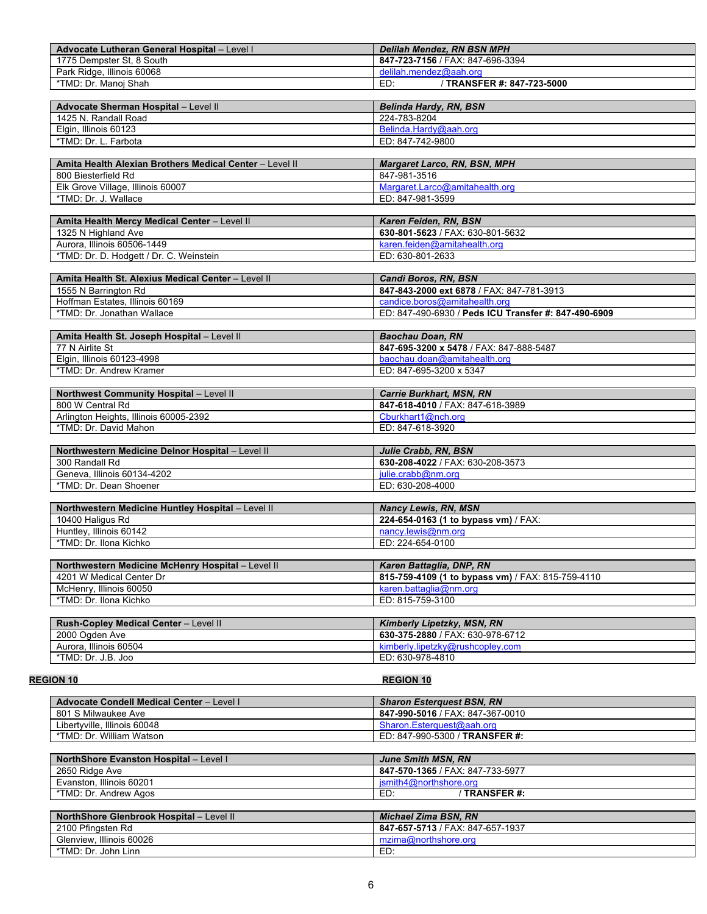| **Advocate Lutheran General Hospital** – Level I | ***Delilah Mendez, RN BSN MPH*** |
|---|---|
| 1775 Dempster St, 8 South | **847-723-7156** / FAX: 847-696-3394 |
| Park Ridge, Illinois 60068 | delilah.mendez@aah.org |
| *TMD: Dr. Manoj Shah | ED: / **TRANSFER #: 847-723-5000** |

| **Advocate Sherman Hospital** – Level II | ***Belinda Hardy, RN, BSN*** |
|---|---|
| 1425 N. Randall Road | 224-783-8204 |
| Elgin, Illinois 60123 | Belinda.Hardy@aah.org |
| *TMD: Dr. L. Farbota | ED: 847-742-9800 |

| **Amita Health Alexian Brothers Medical Center** – Level II | ***Margaret Larco, RN, BSN, MPH*** |
|---|---|
| 800 Biesterfield Rd | 847-981-3516 |
| Elk Grove Village, Illinois 60007 | Margaret.Larco@amitahealth.org |
| *TMD: Dr. J. Wallace | ED: 847-981-3599 |

| **Amita Health Mercy Medical Center** – Level II | ***Karen Feiden, RN, BSN*** |
|---|---|
| 1325 N Highland Ave | **630-801-5623** / FAX: 630-801-5632 |
| Aurora, Illinois 60506-1449 | karen.feiden@amitahealth.org |
| *TMD: Dr. D. Hodgett / Dr. C. Weinstein | ED: 630-801-2633 |

| **Amita Health St. Alexius Medical Center** – Level II | ***Candi Boros, RN, BSN*** |
|---|---|
| 1555 N Barrington Rd | **847-843-2000 ext 6878** / FAX: 847-781-3913 |
| Hoffman Estates, Illinois 60169 | candice.boros@amitahealth.org |
| *TMD: Dr. Jonathan Wallace | ED: 847-490-6930 / **Peds ICU Transfer #: 847-490-6909** |

| **Amita Health St. Joseph Hospital** – Level II | ***Baochau Doan, RN*** |
|---|---|
| 77 N Airlite St | **847-695-3200 x 5478** / FAX: 847-888-5487 |
| Elgin, Illinois 60123-4998 | baochau.doan@amitahealth.org |
| *TMD: Dr. Andrew Kramer | ED: 847-695-3200 x 5347 |

| **Northwest Community Hospital** – Level II | ***Carrie Burkhart, MSN, RN*** |
|---|---|
| 800 W Central Rd | **847-618-4010** / FAX: 847-618-3989 |
| Arlington Heights, Illinois 60005-2392 | Cburkhart1@nch.org |
| *TMD: Dr. David Mahon | ED: 847-618-3920 |

| **Northwestern Medicine Delnor Hospital** – Level II | ***Julie Crabb, RN, BSN*** |
|---|---|
| 300 Randall Rd | **630-208-4022** / FAX: 630-208-3573 |
| Geneva, Illinois 60134-4202 | julie.crabb@nm.org |
| *TMD: Dr. Dean Shoener | ED: 630-208-4000 |

| **Northwestern Medicine Huntley Hospital** – Level II | ***Nancy Lewis, RN, MSN*** |
|---|---|
| 10400 Haligus Rd | **224-654-0163 (1 to bypass vm)** / FAX: |
| Huntley, Illinois 60142 | nancy.lewis@nm.org |
| *TMD: Dr. Ilona Kichko | ED: 224-654-0100 |

| **Northwestern Medicine McHenry Hospital** – Level II | ***Karen Battaglia, DNP, RN*** |
|---|---|
| 4201 W Medical Center Dr | **815-759-4109 (1 to bypass vm)** / FAX: 815-759-4110 |
| McHenry, Illinois 60050 | karen.battaglia@nm.org |
| *TMD: Dr. Ilona Kichko | ED: 815-759-3100 |

| **Rush-Copley Medical Center** – Level II | ***Kimberly Lipetzky, MSN, RN*** |
|---|---|
| 2000 Ogden Ave | **630-375-2880** / FAX: 630-978-6712 |
| Aurora, Illinois 60504 | kimberly.lipetzky@rushcopley.com |
| *TMD: Dr. J.B. Joo | ED: 630-978-4810 |

## REGION 10

| **Advocate Condell Medical Center** – Level I | ***Sharon Esterquest BSN, RN*** |
|---|---|
| 801 S Milwaukee Ave | **847-990-5016** / FAX: 847-367-0010 |
| Libertyville, Illinois 60048 | Sharon.Esterquest@aah.org |
| *TMD: Dr. William Watson | ED: 847-990-5300 / **TRANSFER #:** |

| **NorthShore Evanston Hospital** – Level I | ***June Smith MSN, RN*** |
|---|---|
| 2650 Ridge Ave | **847-570-1365** / FAX: 847-733-5977 |
| Evanston, Illinois 60201 | jsmith4@northshore.org |
| *TMD: Dr. Andrew Agos | ED: / **TRANSFER #:** |

| **NorthShore Glenbrook Hospital** – Level II | ***Michael Zima BSN, RN*** |
|---|---|
| 2100 Pfingsten Rd | **847-657-5713** / FAX: 847-657-1937 |
| Glenview, Illinois 60026 | mzima@northshore.org |
| *TMD: Dr. John Linn | ED: |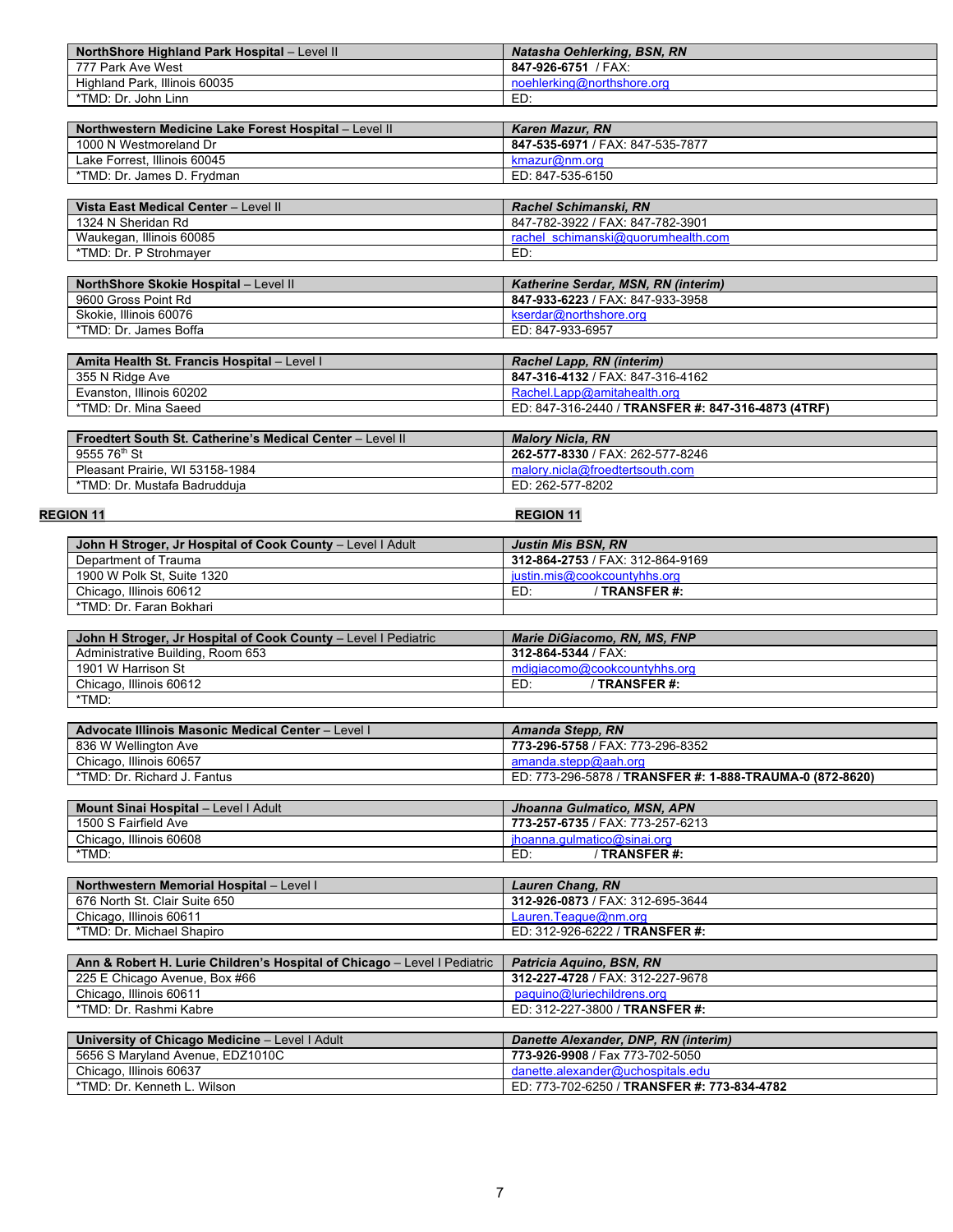| **NorthShore Highland Park Hospital** – Level II | ***Natasha Oehlerking, BSN, RN*** |
|---|---|
| 777 Park Ave West | **847-926-6751** / FAX: |
| Highland Park, Illinois 60035 | noehlerking@northshore.org |
| *TMD: Dr. John Linn | ED: |

| **Northwestern Medicine Lake Forest Hospital** – Level II | ***Karen Mazur, RN*** |
|---|---|
| 1000 N Westmoreland Dr | **847-535-6971** / FAX: 847-535-7877 |
| Lake Forrest, Illinois 60045 | kmazur@nm.org |
| *TMD: Dr. James D. Frydman | ED: 847-535-6150 |

| **Vista East Medical Center** – Level II | ***Rachel Schimanski, RN*** |
|---|---|
| 1324 N Sheridan Rd | 847-782-3922 / FAX: 847-782-3901 |
| Waukegan, Illinois 60085 | rachel_schimanski@quorumhealth.com |
| *TMD: Dr. P Strohmayer | ED: |

| **NorthShore Skokie Hospital** – Level II | ***Katherine Serdar, MSN, RN (interim)*** |
|---|---|
| 9600 Gross Point Rd | **847-933-6223** / FAX: 847-933-3958 |
| Skokie, Illinois 60076 | kserdar@northshore.org |
| *TMD: Dr. James Boffa | ED: 847-933-6957 |

| **Amita Health St. Francis Hospital** – Level I | ***Rachel Lapp, RN (interim)*** |
|---|---|
| 355 N Ridge Ave | **847-316-4132** / FAX: 847-316-4162 |
| Evanston, Illinois 60202 | Rachel.Lapp@amitahealth.org |
| *TMD: Dr. Mina Saeed | ED: 847-316-2440 / **TRANSFER #: 847-316-4873 (4TRF)** |

| **Froedtert South St. Catherine's Medical Center** – Level II | ***Malory Nicla, RN*** |
|---|---|
| 9555 76th St | **262-577-8330** / FAX: 262-577-8246 |
| Pleasant Prairie, WI 53158-1984 | malory.nicla@froedtertsouth.com |
| *TMD: Dr. Mustafa Badrudduja | ED: 262-577-8202 |

## REGION 11

| **John H Stroger, Jr Hospital of Cook County** – Level I Adult | ***Justin Mis BSN, RN*** |
|---|---|
| Department of Trauma | **312-864-2753** / FAX: 312-864-9169 |
| 1900 W Polk St, Suite 1320 | justin.mis@cookcountyhhs.org |
| Chicago, Illinois 60612 | ED: / **TRANSFER #:** |
| *TMD: Dr. Faran Bokhari | |

| **John H Stroger, Jr Hospital of Cook County** – Level I Pediatric | ***Marie DiGiacomo, RN, MS, FNP*** |
|---|---|
| Administrative Building, Room 653 | **312-864-5344** / FAX: |
| 1901 W Harrison St | mdigiacomo@cookcountyhhs.org |
| Chicago, Illinois 60612 | ED: / **TRANSFER #:** |
| *TMD: | |

| **Advocate Illinois Masonic Medical Center** – Level I | ***Amanda Stepp, RN*** |
|---|---|
| 836 W Wellington Ave | **773-296-5758** / FAX: 773-296-8352 |
| Chicago, Illinois 60657 | amanda.stepp@aah.org |
| *TMD: Dr. Richard J. Fantus | ED: 773-296-5878 / **TRANSFER #: 1-888-TRAUMA-0 (872-8620)** |

| **Mount Sinai Hospital** – Level I Adult | ***Jhoanna Gulmatico, MSN, APN*** |
|---|---|
| 1500 S Fairfield Ave | **773-257-6735** / FAX: 773-257-6213 |
| Chicago, Illinois 60608 | jhoanna.gulmatico@sinai.org |
| *TMD: | ED: / **TRANSFER #:** |

| **Northwestern Memorial Hospital** – Level I | ***Lauren Chang, RN*** |
|---|---|
| 676 North St. Clair Suite 650 | **312-926-0873** / FAX: 312-695-3644 |
| Chicago, Illinois 60611 | Lauren.Teague@nm.org |
| *TMD: Dr. Michael Shapiro | ED: 312-926-6222 / **TRANSFER #:** |

| **Ann & Robert H. Lurie Children's Hospital of Chicago** – Level I Pediatric | ***Patricia Aquino, BSN, RN*** |
|---|---|
| 225 E Chicago Avenue, Box #66 | **312-227-4728** / FAX: 312-227-9678 |
| Chicago, Illinois 60611 | paquino@luriechildrens.org |
| *TMD: Dr. Rashmi Kabre | ED: 312-227-3800 / **TRANSFER #:** |

| **University of Chicago Medicine** – Level I Adult | ***Danette Alexander, DNP, RN (interim)*** |
|---|---|
| 5656 S Maryland Avenue, EDZ1010C | **773-926-9908** / Fax 773-702-5050 |
| Chicago, Illinois 60637 | danette.alexander@uchospitals.edu |
| *TMD: Dr. Kenneth L. Wilson | ED: 773-702-6250 / **TRANSFER #: 773-834-4782** |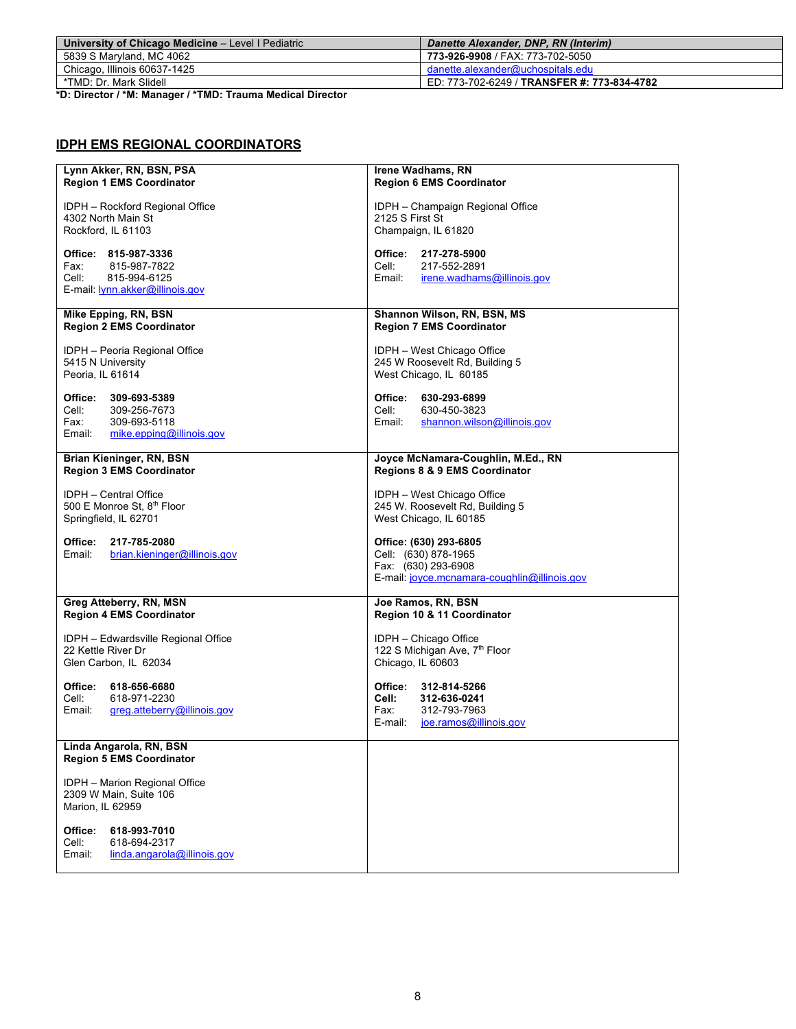| **University of Chicago Medicine** – Level I Pediatric | ***Danette Alexander, DNP, RN (Interim)*** |
|---|---|
| 5839 S Maryland, MC 4062 | **773-926-9908** / FAX: 773-702-5050 |
| Chicago, Illinois 60637-1425 | danette.alexander@uchospitals.edu |
| *TMD: Dr. Mark Slidell | ED: 773-702-6249 / **TRANSFER #: 773-834-4782** |

***D: Director / *M: Manager / *TMD: Trauma Medical Director**

## IDPH EMS REGIONAL COORDINATORS

| | |
|---|---|
| **Lynn Akker, RN, BSN, PSA**<br>**Region 1 EMS Coordinator**<br><br>IDPH – Rockford Regional Office<br>4302 North Main St<br>Rockford, IL 61103<br><br>**Office: 815-987-3336**<br>Fax: 815-987-7822<br>Cell: 815-994-6125<br>E-mail: lynn.akker@illinois.gov | **Irene Wadhams, RN**<br>**Region 6 EMS Coordinator**<br><br>IDPH – Champaign Regional Office<br>2125 S First St<br>Champaign, IL 61820<br><br>**Office: 217-278-5900**<br>Cell: 217-552-2891<br>Email: irene.wadhams@illinois.gov |
| **Mike Epping, RN, BSN**<br>**Region 2 EMS Coordinator**<br><br>IDPH – Peoria Regional Office<br>5415 N University<br>Peoria, IL 61614<br><br>**Office: 309-693-5389**<br>Cell: 309-256-7673<br>Fax: 309-693-5118<br>Email: mike.epping@illinois.gov | **Shannon Wilson, RN, BSN, MS**<br>**Region 7 EMS Coordinator**<br><br>IDPH – West Chicago Office<br>245 W Roosevelt Rd, Building 5<br>West Chicago, IL 60185<br><br>**Office: 630-293-6899**<br>Cell: 630-450-3823<br>Email: shannon.wilson@illinois.gov |
| **Brian Kieninger, RN, BSN**<br>**Region 3 EMS Coordinator**<br><br>IDPH – Central Office<br>500 E Monroe St, 8th Floor<br>Springfield, IL 62701<br><br>**Office: 217-785-2080**<br>Email: brian.kieninger@illinois.gov | **Joyce McNamara-Coughlin, M.Ed., RN**<br>**Regions 8 & 9 EMS Coordinator**<br><br>IDPH – West Chicago Office<br>245 W. Roosevelt Rd, Building 5<br>West Chicago, IL 60185<br><br>**Office: (630) 293-6805**<br>Cell: (630) 878-1965<br>Fax: (630) 293-6908<br>E-mail: joyce.mcnamara-coughlin@illinois.gov |
| **Greg Atteberry, RN, MSN**<br>**Region 4 EMS Coordinator**<br><br>IDPH – Edwardsville Regional Office<br>22 Kettle River Dr<br>Glen Carbon, IL 62034<br><br>**Office: 618-656-6680**<br>Cell: 618-971-2230<br>Email: greg.atteberry@illinois.gov | **Joe Ramos, RN, BSN**<br>**Region 10 & 11 Coordinator**<br><br>IDPH – Chicago Office<br>122 S Michigan Ave, 7th Floor<br>Chicago, IL 60603<br><br>**Office: 312-814-5266**<br>**Cell: 312-636-0241**<br>Fax: 312-793-7963<br>E-mail: joe.ramos@illinois.gov |
| **Linda Angarola, RN, BSN**<br>**Region 5 EMS Coordinator**<br><br>IDPH – Marion Regional Office<br>2309 W Main, Suite 106<br>Marion, IL 62959<br><br>**Office: 618-993-7010**<br>Cell: 618-694-2317<br>Email: linda.angarola@illinois.gov | |